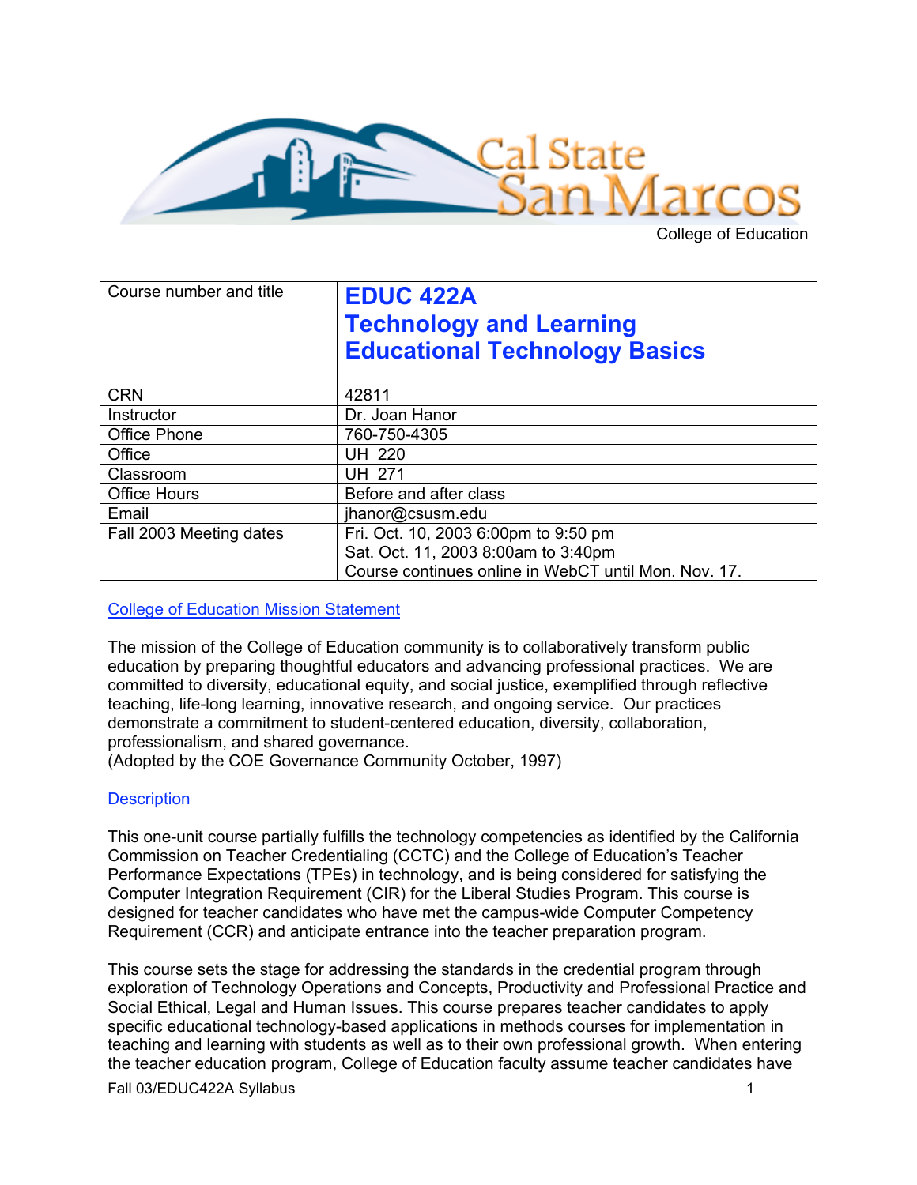Cal State San Marcos

College of Education

| Course number and title | **EDUC 422A**<br>**Technology and Learning**<br>**Educational Technology Basics** |
|---|---|
| CRN | 42811 |
| Instructor | Dr. Joan Hanor |
| Office Phone | 760-750-4305 |
| Office | UH 220 |
| Classroom | UH 271 |
| Office Hours | Before and after class |
| Email | jhanor@csusm.edu |
| Fall 2003 Meeting dates | Fri. Oct. 10, 2003 6:00pm to 9:50 pm<br>Sat. Oct. 11, 2003 8:00am to 3:40pm<br>Course continues online in WebCT until Mon. Nov. 17. |

## College of Education Mission Statement

The mission of the College of Education community is to collaboratively transform public education by preparing thoughtful educators and advancing professional practices. We are committed to diversity, educational equity, and social justice, exemplified through reflective teaching, life-long learning, innovative research, and ongoing service. Our practices demonstrate a commitment to student-centered education, diversity, collaboration, professionalism, and shared governance.
(Adopted by the COE Governance Community October, 1997)

## Description

This one-unit course partially fulfills the technology competencies as identified by the California Commission on Teacher Credentialing (CCTC) and the College of Education's Teacher Performance Expectations (TPEs) in technology, and is being considered for satisfying the Computer Integration Requirement (CIR) for the Liberal Studies Program. This course is designed for teacher candidates who have met the campus-wide Computer Competency Requirement (CCR) and anticipate entrance into the teacher preparation program.

This course sets the stage for addressing the standards in the credential program through exploration of Technology Operations and Concepts, Productivity and Professional Practice and Social Ethical, Legal and Human Issues. This course prepares teacher candidates to apply specific educational technology-based applications in methods courses for implementation in teaching and learning with students as well as to their own professional growth. When entering the teacher education program, College of Education faculty assume teacher candidates have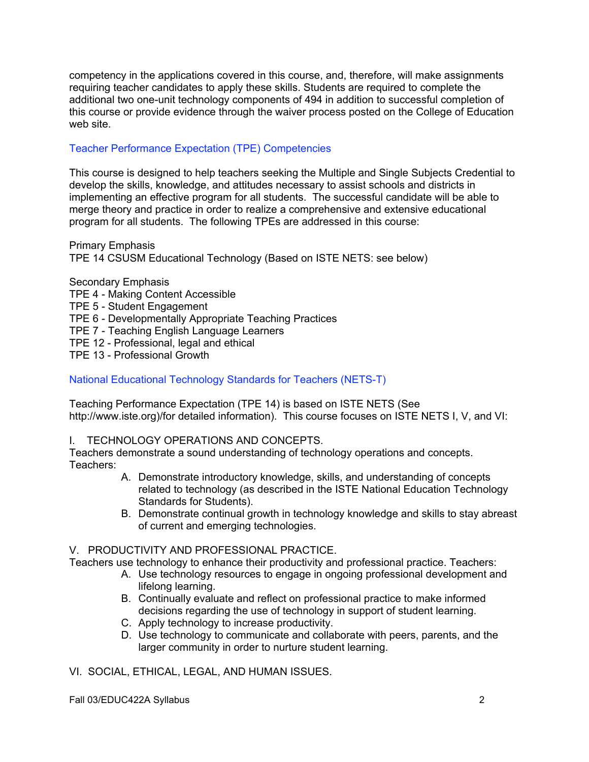competency in the applications covered in this course, and, therefore, will make assignments requiring teacher candidates to apply these skills. Students are required to complete the additional two one-unit technology components of 494 in addition to successful completion of this course or provide evidence through the waiver process posted on the College of Education web site.

## Teacher Performance Expectation (TPE) Competencies

This course is designed to help teachers seeking the Multiple and Single Subjects Credential to develop the skills, knowledge, and attitudes necessary to assist schools and districts in implementing an effective program for all students. The successful candidate will be able to merge theory and practice in order to realize a comprehensive and extensive educational program for all students. The following TPEs are addressed in this course:

Primary Emphasis
TPE 14 CSUSM Educational Technology (Based on ISTE NETS: see below)

Secondary Emphasis
TPE 4 - Making Content Accessible
TPE 5 - Student Engagement
TPE 6 - Developmentally Appropriate Teaching Practices
TPE 7 - Teaching English Language Learners
TPE 12 - Professional, legal and ethical
TPE 13 - Professional Growth

## National Educational Technology Standards for Teachers (NETS-T)

Teaching Performance Expectation (TPE 14) is based on ISTE NETS (See http://www.iste.org)/for detailed information). This course focuses on ISTE NETS I, V, and VI:

I. TECHNOLOGY OPERATIONS AND CONCEPTS.
Teachers demonstrate a sound understanding of technology operations and concepts. Teachers:

A. Demonstrate introductory knowledge, skills, and understanding of concepts related to technology (as described in the ISTE National Education Technology Standards for Students).
B. Demonstrate continual growth in technology knowledge and skills to stay abreast of current and emerging technologies.

V. PRODUCTIVITY AND PROFESSIONAL PRACTICE.
Teachers use technology to enhance their productivity and professional practice. Teachers:

A. Use technology resources to engage in ongoing professional development and lifelong learning.
B. Continually evaluate and reflect on professional practice to make informed decisions regarding the use of technology in support of student learning.
C. Apply technology to increase productivity.
D. Use technology to communicate and collaborate with peers, parents, and the larger community in order to nurture student learning.

VI. SOCIAL, ETHICAL, LEGAL, AND HUMAN ISSUES.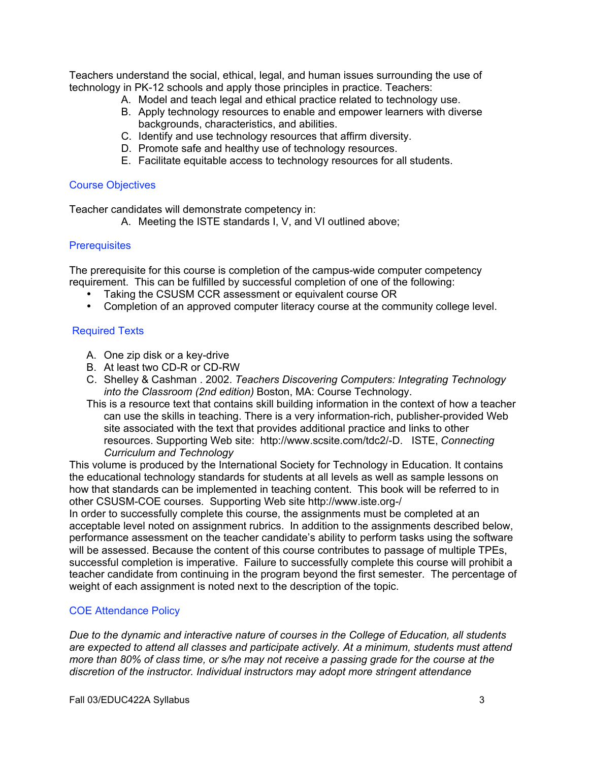Teachers understand the social, ethical, legal, and human issues surrounding the use of technology in PK-12 schools and apply those principles in practice. Teachers:

A. Model and teach legal and ethical practice related to technology use.
B. Apply technology resources to enable and empower learners with diverse backgrounds, characteristics, and abilities.
C. Identify and use technology resources that affirm diversity.
D. Promote safe and healthy use of technology resources.
E. Facilitate equitable access to technology resources for all students.

## Course Objectives

Teacher candidates will demonstrate competency in:

A. Meeting the ISTE standards I, V, and VI outlined above;

## Prerequisites

The prerequisite for this course is completion of the campus-wide computer competency requirement. This can be fulfilled by successful completion of one of the following:

- Taking the CSUSM CCR assessment or equivalent course OR
- Completion of an approved computer literacy course at the community college level.

## Required Texts

A. One zip disk or a key-drive
B. At least two CD-R or CD-RW
C. Shelley & Cashman . 2002. *Teachers Discovering Computers: Integrating Technology into the Classroom (2nd edition)* Boston, MA: Course Technology.

This is a resource text that contains skill building information in the context of how a teacher can use the skills in teaching. There is a very information-rich, publisher-provided Web site associated with the text that provides additional practice and links to other resources. Supporting Web site: http://www.scsite.com/tdc2/-D. ISTE, *Connecting Curriculum and Technology*

This volume is produced by the International Society for Technology in Education. It contains the educational technology standards for students at all levels as well as sample lessons on how that standards can be implemented in teaching content. This book will be referred to in other CSUSM-COE courses. Supporting Web site http://www.iste.org-/

In order to successfully complete this course, the assignments must be completed at an acceptable level noted on assignment rubrics. In addition to the assignments described below, performance assessment on the teacher candidate's ability to perform tasks using the software will be assessed. Because the content of this course contributes to passage of multiple TPEs, successful completion is imperative. Failure to successfully complete this course will prohibit a teacher candidate from continuing in the program beyond the first semester. The percentage of weight of each assignment is noted next to the description of the topic.

## COE Attendance Policy

*Due to the dynamic and interactive nature of courses in the College of Education, all students are expected to attend all classes and participate actively. At a minimum, students must attend more than 80% of class time, or s/he may not receive a passing grade for the course at the discretion of the instructor. Individual instructors may adopt more stringent attendance*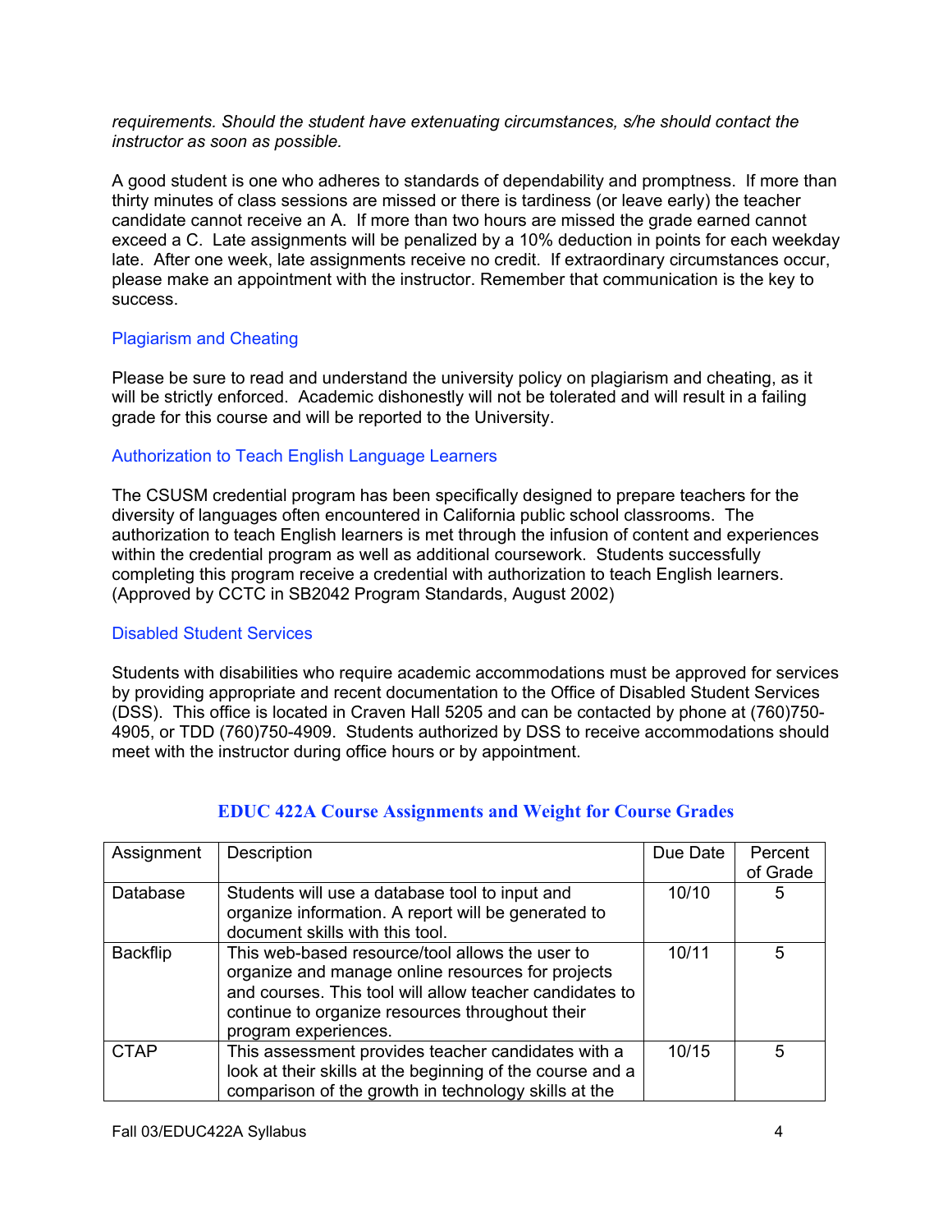*requirements. Should the student have extenuating circumstances, s/he should contact the instructor as soon as possible.*

A good student is one who adheres to standards of dependability and promptness. If more than thirty minutes of class sessions are missed or there is tardiness (or leave early) the teacher candidate cannot receive an A. If more than two hours are missed the grade earned cannot exceed a C. Late assignments will be penalized by a 10% deduction in points for each weekday late. After one week, late assignments receive no credit. If extraordinary circumstances occur, please make an appointment with the instructor. Remember that communication is the key to success.

### Plagiarism and Cheating

Please be sure to read and understand the university policy on plagiarism and cheating, as it will be strictly enforced. Academic dishonestly will not be tolerated and will result in a failing grade for this course and will be reported to the University.

### Authorization to Teach English Language Learners

The CSUSM credential program has been specifically designed to prepare teachers for the diversity of languages often encountered in California public school classrooms. The authorization to teach English learners is met through the infusion of content and experiences within the credential program as well as additional coursework. Students successfully completing this program receive a credential with authorization to teach English learners. (Approved by CCTC in SB2042 Program Standards, August 2002)

### Disabled Student Services

Students with disabilities who require academic accommodations must be approved for services by providing appropriate and recent documentation to the Office of Disabled Student Services (DSS). This office is located in Craven Hall 5205 and can be contacted by phone at (760)750-4905, or TDD (760)750-4909. Students authorized by DSS to receive accommodations should meet with the instructor during office hours or by appointment.

## EDUC 422A Course Assignments and Weight for Course Grades

| Assignment | Description | Due Date | Percent of Grade |
|---|---|---|---|
| Database | Students will use a database tool to input and organize information. A report will be generated to document skills with this tool. | 10/10 | 5 |
| Backflip | This web-based resource/tool allows the user to organize and manage online resources for projects and courses. This tool will allow teacher candidates to continue to organize resources throughout their program experiences. | 10/11 | 5 |
| CTAP | This assessment provides teacher candidates with a look at their skills at the beginning of the course and a comparison of the growth in technology skills at the | 10/15 | 5 |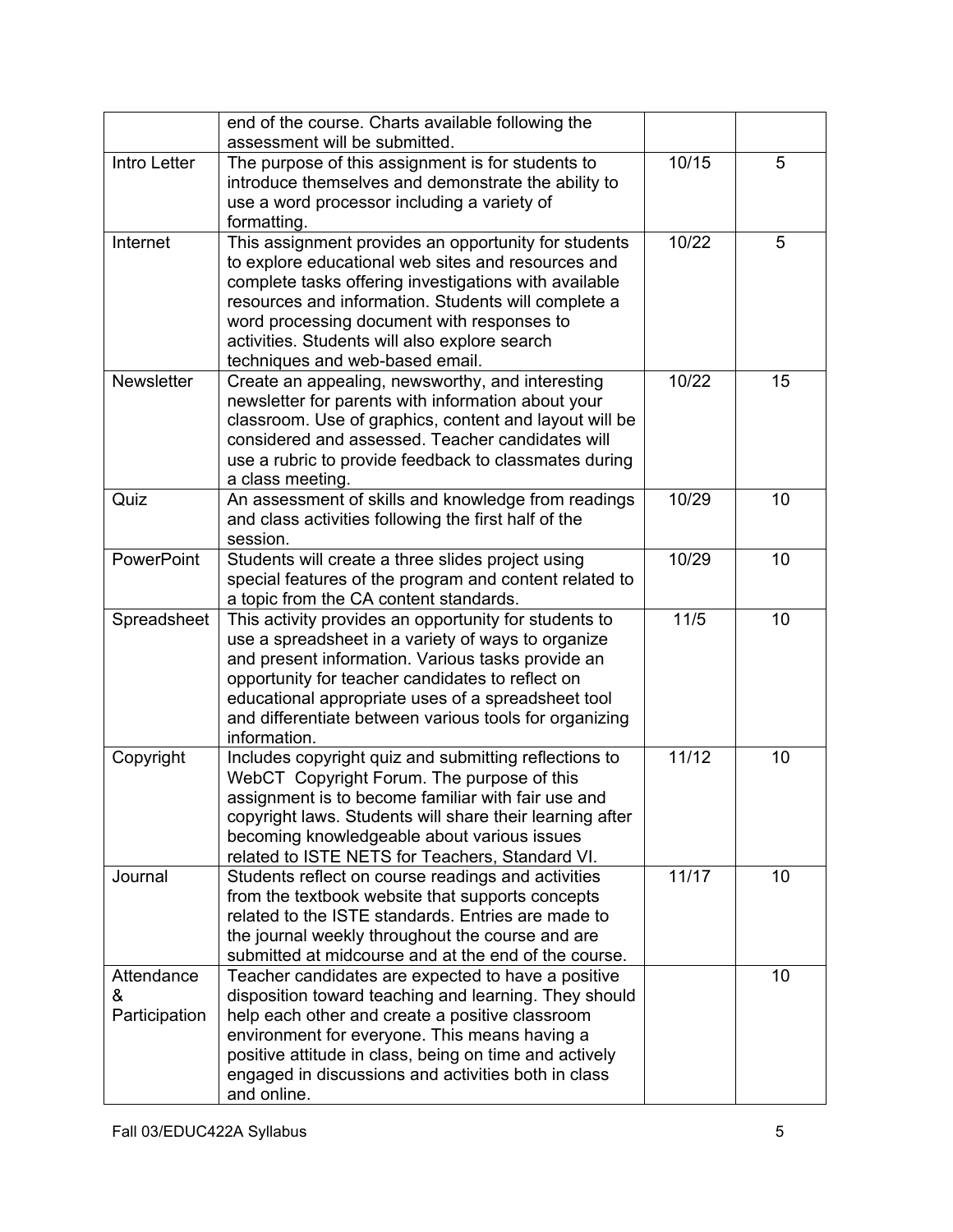| | | | |
|---|---|---|---|
| | end of the course. Charts available following the assessment will be submitted. | | |
| Intro Letter | The purpose of this assignment is for students to introduce themselves and demonstrate the ability to use a word processor including a variety of formatting. | 10/15 | 5 |
| Internet | This assignment provides an opportunity for students to explore educational web sites and resources and complete tasks offering investigations with available resources and information. Students will complete a word processing document with responses to activities. Students will also explore search techniques and web-based email. | 10/22 | 5 |
| Newsletter | Create an appealing, newsworthy, and interesting newsletter for parents with information about your classroom. Use of graphics, content and layout will be considered and assessed. Teacher candidates will use a rubric to provide feedback to classmates during a class meeting. | 10/22 | 15 |
| Quiz | An assessment of skills and knowledge from readings and class activities following the first half of the session. | 10/29 | 10 |
| PowerPoint | Students will create a three slides project using special features of the program and content related to a topic from the CA content standards. | 10/29 | 10 |
| Spreadsheet | This activity provides an opportunity for students to use a spreadsheet in a variety of ways to organize and present information. Various tasks provide an opportunity for teacher candidates to reflect on educational appropriate uses of a spreadsheet tool and differentiate between various tools for organizing information. | 11/5 | 10 |
| Copyright | Includes copyright quiz and submitting reflections to WebCT Copyright Forum. The purpose of this assignment is to become familiar with fair use and copyright laws. Students will share their learning after becoming knowledgeable about various issues related to ISTE NETS for Teachers, Standard VI. | 11/12 | 10 |
| Journal | Students reflect on course readings and activities from the textbook website that supports concepts related to the ISTE standards. Entries are made to the journal weekly throughout the course and are submitted at midcourse and at the end of the course. | 11/17 | 10 |
| Attendance & Participation | Teacher candidates are expected to have a positive disposition toward teaching and learning. They should help each other and create a positive classroom environment for everyone. This means having a positive attitude in class, being on time and actively engaged in discussions and activities both in class and online. | | 10 |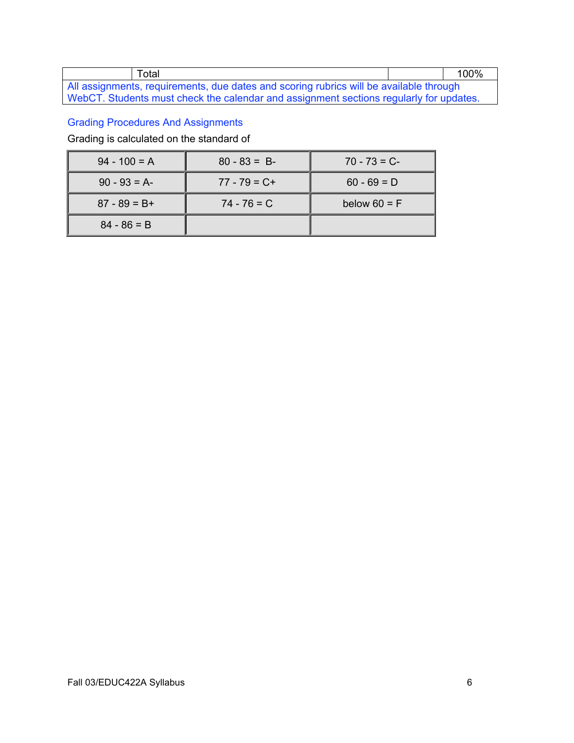| | Total | | 100% |
|---|---|---|---|
| All assignments, requirements, due dates and scoring rubrics will be available through WebCT. Students must check the calendar and assignment sections regularly for updates. | | | |

## Grading Procedures And Assignments

Grading is calculated on the standard of

| | | |
|---|---|---|
| 94 - 100 = A | 80 - 83 = B- | 70 - 73 = C- |
| 90 - 93 = A- | 77 - 79 = C+ | 60 - 69 = D |
| 87 - 89 = B+ | 74 - 76 = C | below 60 = F |
| 84 - 86 = B | | |